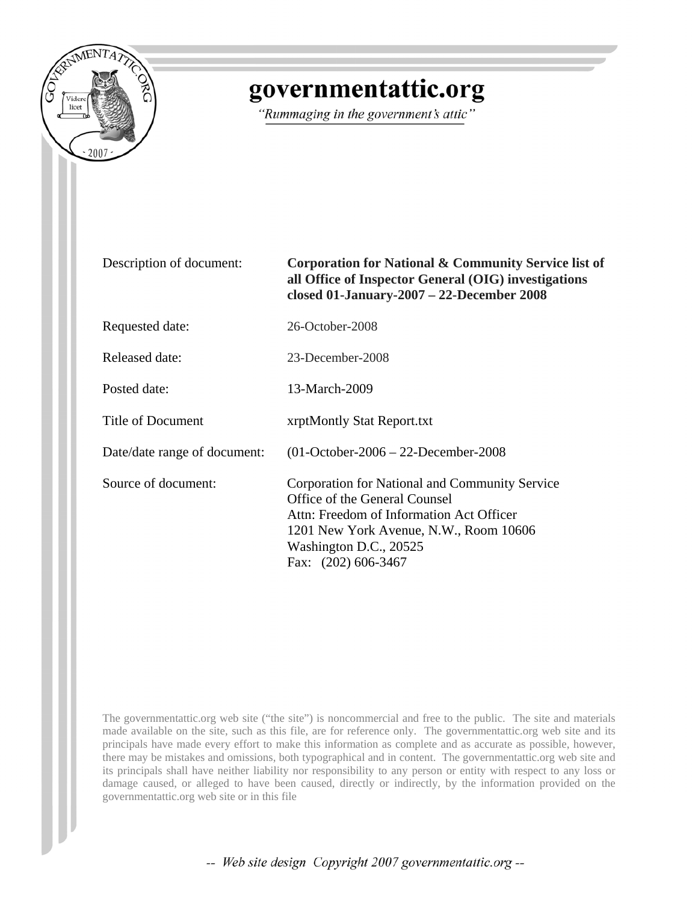# governmentattic.org

*"Rummaging in the government's attic"*

| | |
|---|---|
| Description of document: | **Corporation for National & Community Service list of all Office of Inspector General (OIG) investigations closed 01-January-2007 – 22-December 2008** |
| Requested date: | 26-October-2008 |
| Released date: | 23-December-2008 |
| Posted date: | 13-March-2009 |
| Title of Document | xrptMontly Stat Report.txt |
| Date/date range of document: | (01-October-2006 – 22-December-2008 |
| Source of document: | Corporation for National and Community Service<br>Office of the General Counsel<br>Attn: Freedom of Information Act Officer<br>1201 New York Avenue, N.W., Room 10606<br>Washington D.C., 20525<br>Fax: (202) 606-3467 |

The governmentattic.org web site ("the site") is noncommercial and free to the public. The site and materials made available on the site, such as this file, are for reference only. The governmentattic.org web site and its principals have made every effort to make this information as complete and as accurate as possible, however, there may be mistakes and omissions, both typographical and in content. The governmentattic.org web site and its principals shall have neither liability nor responsibility to any person or entity with respect to any loss or damage caused, or alleged to have been caused, directly or indirectly, by the information provided on the governmentattic.org web site or in this file

-- *Web site design Copyright 2007 governmentattic.org* --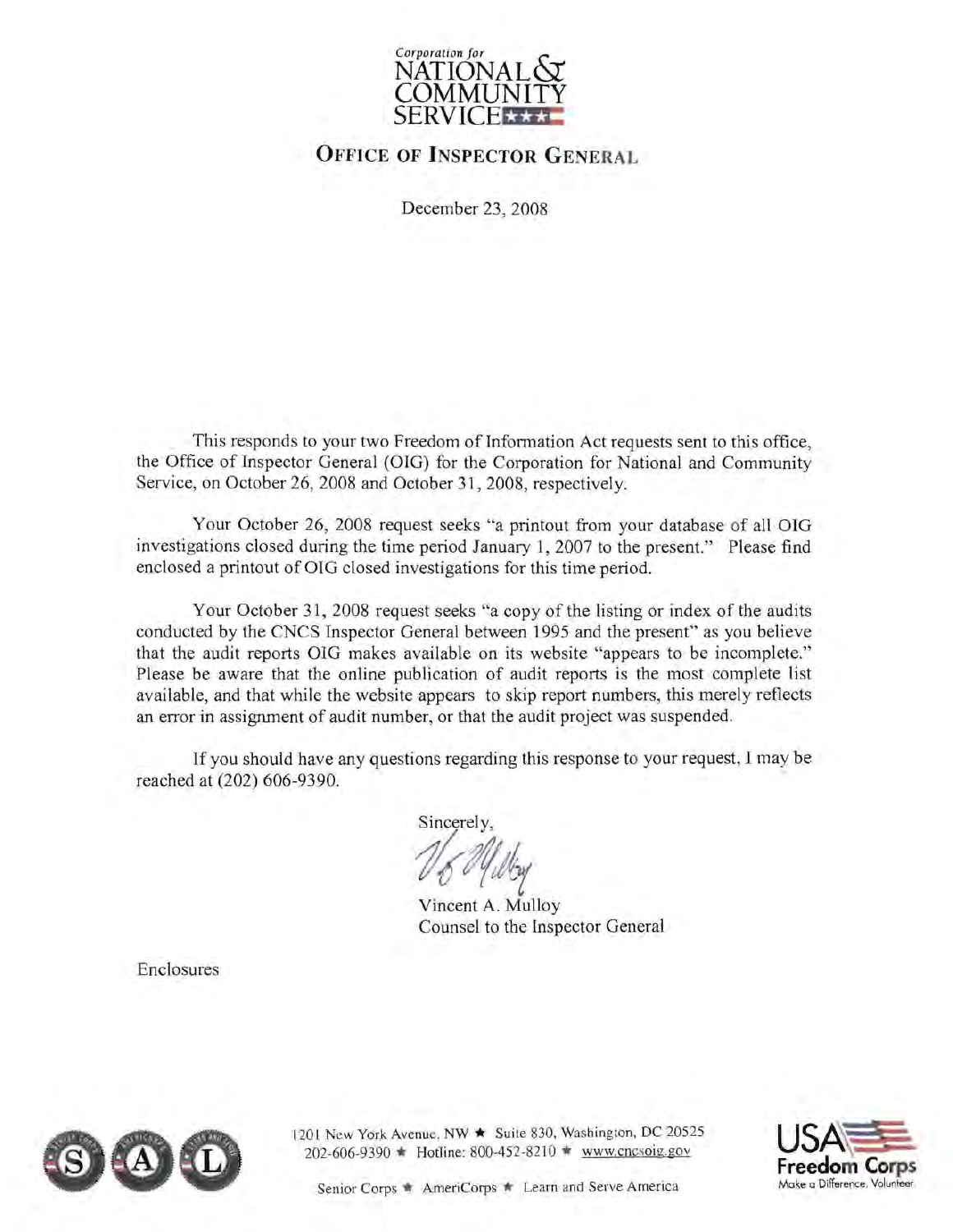Corporation for
NATIONAL &
COMMUNITY
SERVICE

## OFFICE OF INSPECTOR GENERAL

December 23, 2008

This responds to your two Freedom of Information Act requests sent to this office, the Office of Inspector General (OIG) for the Corporation for National and Community Service, on October 26, 2008 and October 31, 2008, respectively.

Your October 26, 2008 request seeks "a printout from your database of all OIG investigations closed during the time period January 1, 2007 to the present." Please find enclosed a printout of OIG closed investigations for this time period.

Your October 31, 2008 request seeks "a copy of the listing or index of the audits conducted by the CNCS Inspector General between 1995 and the present" as you believe that the audit reports OIG makes available on its website "appears to be incomplete." Please be aware that the online publication of audit reports is the most complete list available, and that while the website appears to skip report numbers, this merely reflects an error in assignment of audit number, or that the audit project was suspended.

If you should have any questions regarding this response to your request, I may be reached at (202) 606-9390.

Sincerely,

Vincent A. Mulloy
Counsel to the Inspector General

Enclosures

1201 New York Avenue, NW ★ Suite 830, Washington, DC 20525
202-606-9390 ★ Hotline: 800-452-8210 ★ www.cncsoig.gov

Senior Corps ★ AmeriCorps ★ Learn and Serve America

USA Freedom Corps
Make a Difference. Volunteer.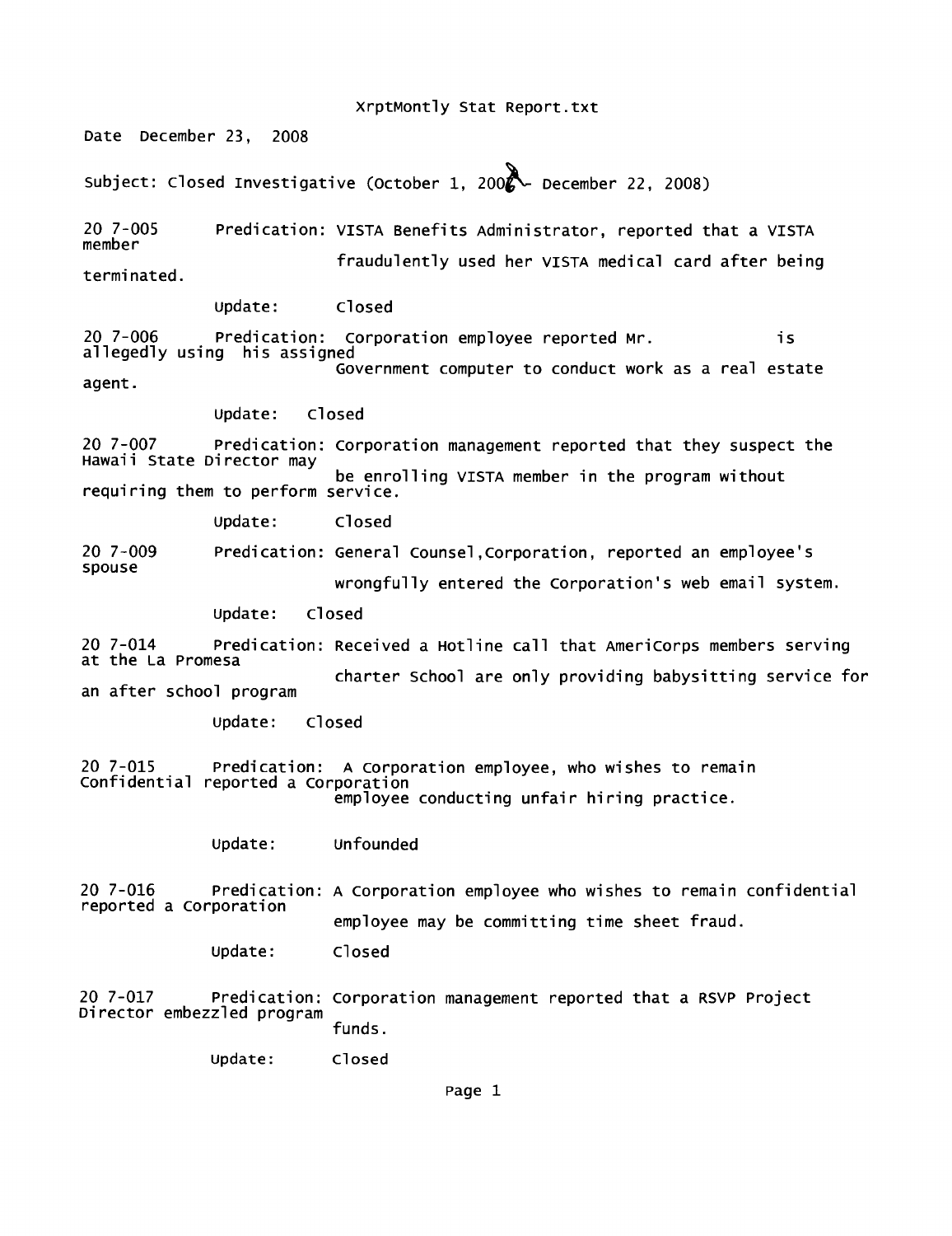XrptMontly Stat Report.txt

Date December 23, 2008

Subject: Closed Investigative (October 1, 2008 - December 22, 2008)

20 7-005 Predication: VISTA Benefits Administrator, reported that a VISTA member fraudulently used her VISTA medical card after being terminated.

Update: Closed

20 7-006 Predication: Corporation employee reported Mr. is allegedly using his assigned Government computer to conduct work as a real estate agent.

Update: Closed

20 7-007 Predication: Corporation management reported that they suspect the Hawaii State Director may be enrolling VISTA member in the program without requiring them to perform service.

Update: Closed

20 7-009 Predication: General Counsel,Corporation, reported an employee's spouse wrongfully entered the Corporation's web email system.

Update: Closed

20 7-014 Predication: Received a Hotline call that AmeriCorps members serving at the La Promesa Charter School are only providing babysitting service for an after school program

Update: Closed

20 7-015 Predication: A Corporation employee, who wishes to remain Confidential reported a Corporation employee conducting unfair hiring practice.

Update: Unfounded

20 7-016 Predication: A Corporation employee who wishes to remain confidential reported a Corporation employee may be committing time sheet fraud.

Update: Closed

20 7-017 Predication: Corporation management reported that a RSVP Project Director embezzled program funds.

Update: Closed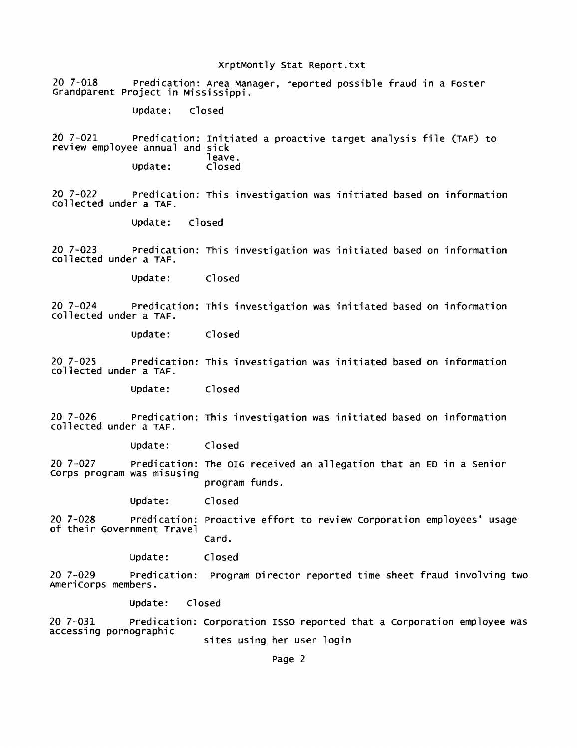20 7-018 Predication: Area Manager, reported possible fraud in a Foster Grandparent Project in Mississippi.

Update: Closed

20 7-021 Predication: Initiated a proactive target analysis file (TAF) to review employee annual and sick leave.

Update: Closed

20 7-022 Predication: This investigation was initiated based on information collected under a TAF.

Update: Closed

20 7-023 Predication: This investigation was initiated based on information collected under a TAF.

Update: Closed

20 7-024 Predication: This investigation was initiated based on information collected under a TAF.

Update: Closed

20 7-025 Predication: This investigation was initiated based on information collected under a TAF.

Update: Closed

20 7-026 Predication: This investigation was initiated based on information collected under a TAF.

Update: Closed

20 7-027 Predication: The OIG received an allegation that an ED in a Senior Corps program was misusing program funds.

Update: Closed

20 7-028 Predication: Proactive effort to review Corporation employees' usage of their Government Travel Card.

Update: Closed

20 7-029 Predication: Program Director reported time sheet fraud involving two AmeriCorps members.

Update: Closed

20 7-031 Predication: Corporation ISSO reported that a Corporation employee was accessing pornographic sites using her user login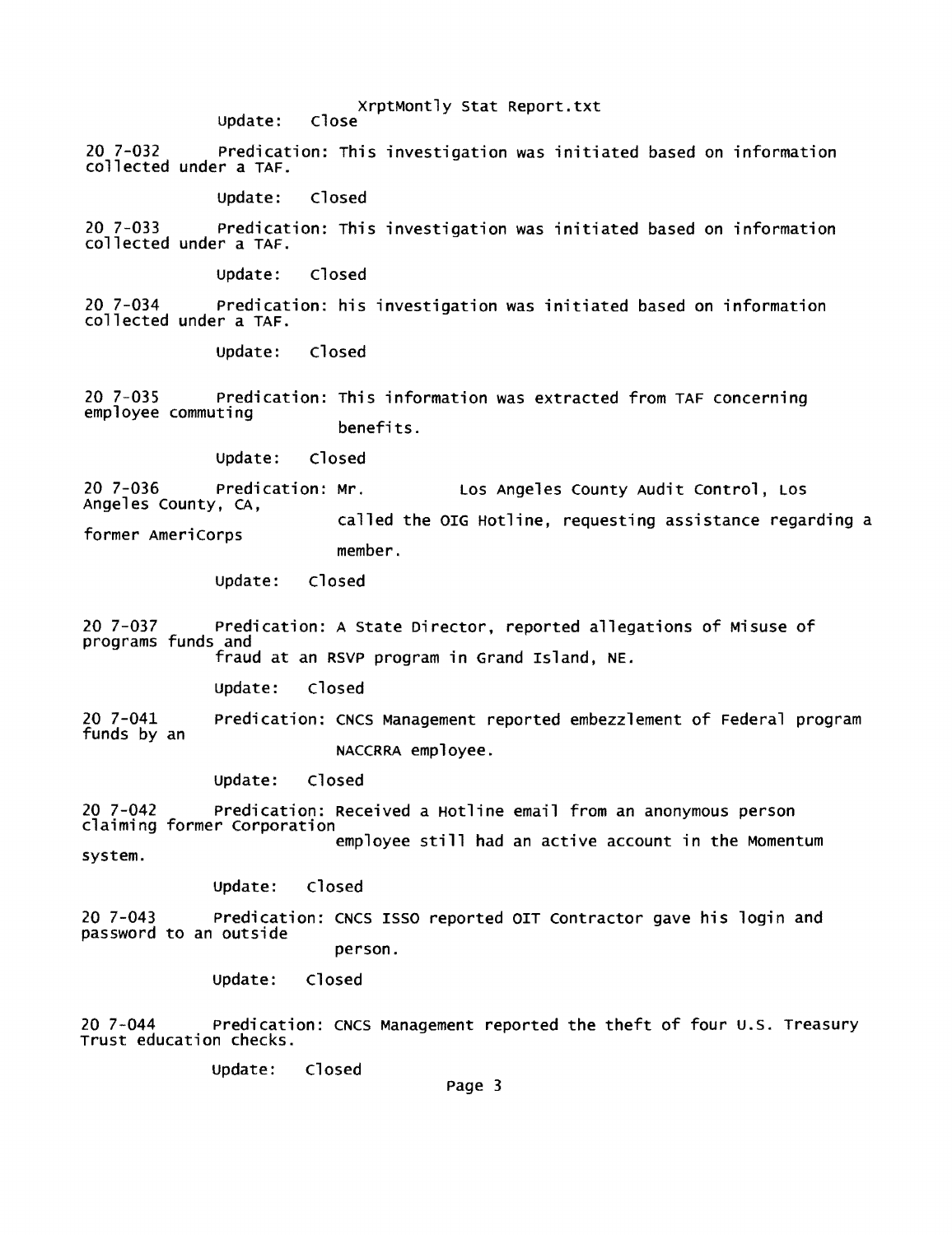Update: Close

20 7-032 Predication: This investigation was initiated based on information collected under a TAF.

Update: Closed

20 7-033 Predication: This investigation was initiated based on information collected under a TAF.

Update: Closed

20 7-034 Predication: his investigation was initiated based on information collected under a TAF.

Update: Closed

20 7-035 Predication: This information was extracted from TAF concerning employee commuting benefits.

Update: Closed

20 7-036 Predication: Mr. Los Angeles County Audit Control, Los Angeles County, CA, called the OIG Hotline, requesting assistance regarding a former AmeriCorps member.

Update: Closed

20 7-037 Predication: A State Director, reported allegations of Misuse of programs funds and fraud at an RSVP program in Grand Island, NE.

Update: Closed

20 7-041 Predication: CNCS Management reported embezzlement of Federal program funds by an NACCRRA employee.

Update: Closed

20 7-042 Predication: Received a Hotline email from an anonymous person claiming former Corporation employee still had an active account in the Momentum system.

Update: Closed

20 7-043 Predication: CNCS ISSO reported OIT Contractor gave his login and password to an outside person.

Update: Closed

20 7-044 Predication: CNCS Management reported the theft of four U.S. Treasury Trust education checks.

Update: Closed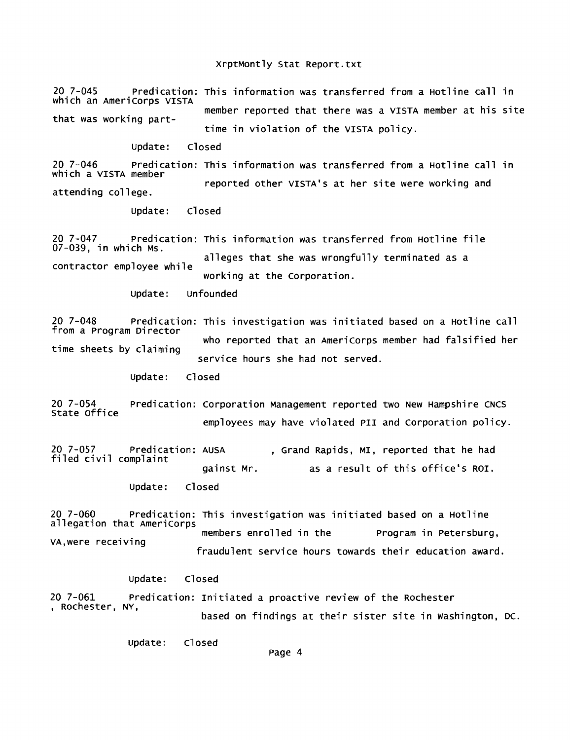XrptMontly Stat Report.txt

20 7-045 Predication: This information was transferred from a Hotline call in which an AmeriCorps VISTA member reported that there was a VISTA member at his site that was working part-time in violation of the VISTA policy.

Update: Closed

20 7-046 Predication: This information was transferred from a Hotline call in which a VISTA member reported other VISTA's at her site were working and attending college.

Update: Closed

20 7-047 Predication: This information was transferred from Hotline file 07-039, in which Ms. alleges that she was wrongfully terminated as a contractor employee while working at the Corporation.

Update: Unfounded

20 7-048 Predication: This investigation was initiated based on a Hotline call from a Program Director who reported that an AmeriCorps member had falsified her time sheets by claiming service hours she had not served.

Update: Closed

20 7-054 Predication: Corporation Management reported two New Hampshire CNCS State Office employees may have violated PII and Corporation policy.

20 7-057 Predication: AUSA , Grand Rapids, MI, reported that he had filed civil complaint gainst Mr. as a result of this office's ROI.

Update: Closed

20 7-060 Predication: This investigation was initiated based on a Hotline allegation that AmeriCorps members enrolled in the Program in Petersburg, VA,were receiving fraudulent service hours towards their education award.

Update: Closed

20 7-061 Predication: Initiated a proactive review of the Rochester , Rochester, NY, based on findings at their sister site in Washington, DC.

Update: Closed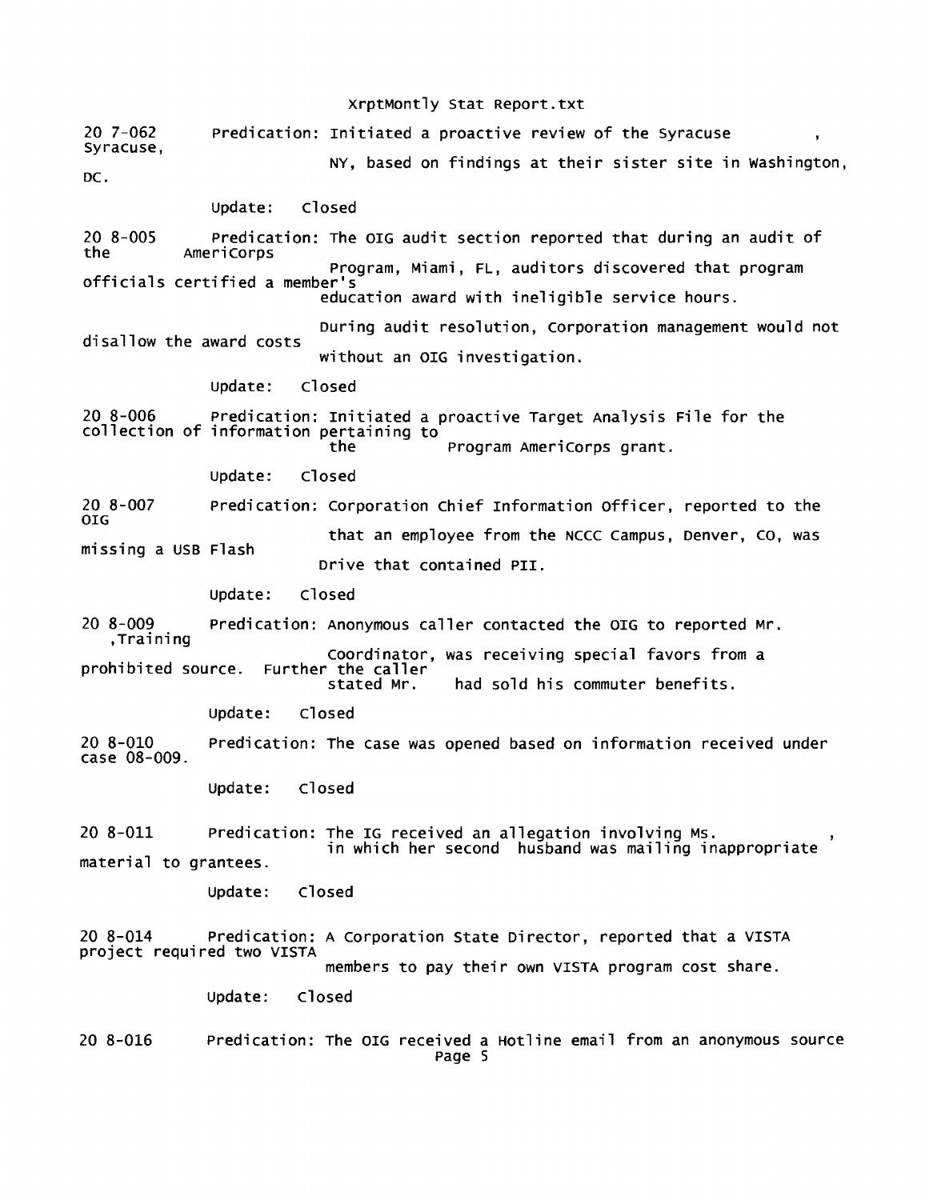20 7-062 Predication: Initiated a proactive review of the Syracuse , Syracuse, NY, based on findings at their sister site in Washington, DC.

Update: Closed

20 8-005 Predication: The OIG audit section reported that during an audit of the AmeriCorps Program, Miami, FL, auditors discovered that program officials certified a member's education award with ineligible service hours.

During audit resolution, Corporation management would not disallow the award costs without an OIG investigation.

Update: Closed

20 8-006 Predication: Initiated a proactive Target Analysis File for the collection of information pertaining to the Program AmeriCorps grant.

Update: Closed

20 8-007 Predication: Corporation Chief Information Officer, reported to the OIG that an employee from the NCCC Campus, Denver, CO, was missing a USB Flash Drive that contained PII.

Update: Closed

20 8-009 Predication: Anonymous caller contacted the OIG to reported Mr. ,Training Coordinator, was receiving special favors from a prohibited source. Further the caller stated Mr. had sold his commuter benefits.

Update: Closed

20 8-010 Predication: The case was opened based on information received under case 08-009.

Update: Closed

20 8-011 Predication: The IG received an allegation involving Ms. , in which her second husband was mailing inappropriate material to grantees.

Update: Closed

20 8-014 Predication: A Corporation State Director, reported that a VISTA project required two VISTA members to pay their own VISTA program cost share.

Update: Closed

20 8-016 Predication: The OIG received a Hotline email from an anonymous source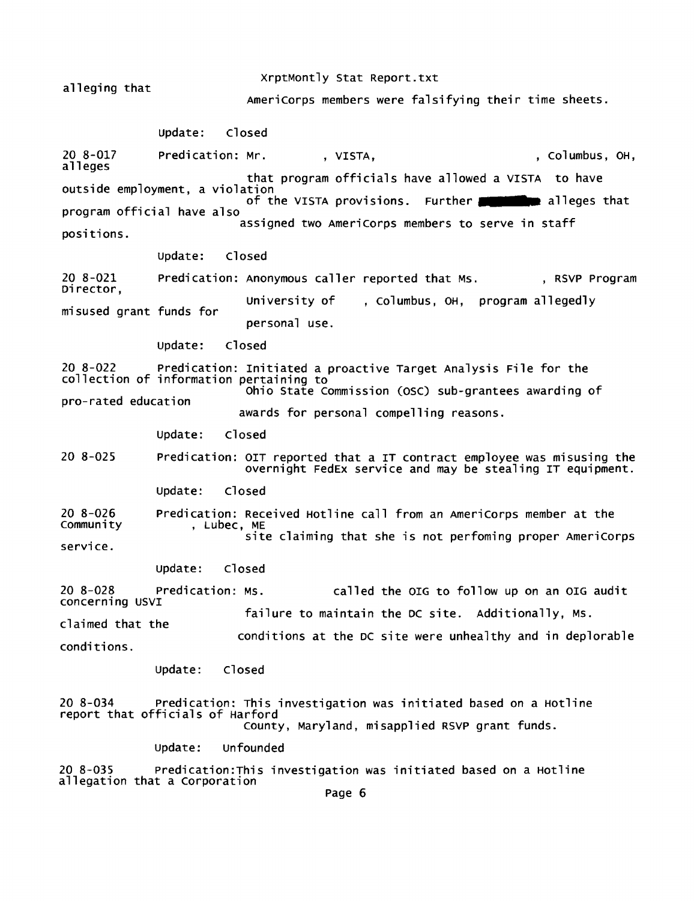alleging that AmeriCorps members were falsifying their time sheets.

Update: Closed

20 8-017 Predication: Mr. , VISTA, , Columbus, OH, alleges that program officials have allowed a VISTA to have outside employment, a violation of the VISTA provisions. Further alleges that program official have also assigned two AmeriCorps members to serve in staff positions.

Update: Closed

20 8-021 Predication: Anonymous caller reported that Ms. , RSVP Program Director, University of , Columbus, OH, program allegedly misused grant funds for personal use.

Update: Closed

20 8-022 Predication: Initiated a proactive Target Analysis File for the collection of information pertaining to Ohio State Commission (OSC) sub-grantees awarding of pro-rated education awards for personal compelling reasons.

Update: Closed

20 8-025 Predication: OIT reported that a IT contract employee was misusing the overnight FedEx service and may be stealing IT equipment.

Update: Closed

20 8-026 Predication: Received Hotline call from an AmeriCorps member at the Community , Lubec, ME site claiming that she is not perfoming proper AmeriCorps service.

Update: Closed

20 8-028 Predication: Ms. called the OIG to follow up on an OIG audit concerning USVI failure to maintain the DC site. Additionally, Ms. claimed that the conditions at the DC site were unhealthy and in deplorable conditions.

Update: Closed

20 8-034 Predication: This investigation was initiated based on a Hotline report that officials of Harford County, Maryland, misapplied RSVP grant funds.

Update: Unfounded

20 8-035 Predication:This investigation was initiated based on a Hotline allegation that a Corporation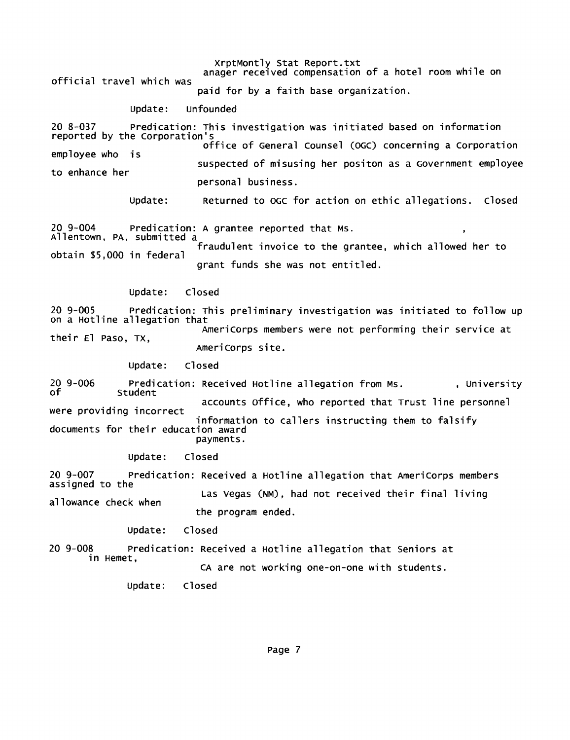anager received compensation of a hotel room while on official travel which was paid for by a faith base organization.

Update: Unfounded

20 8-037 Predication: This investigation was initiated based on information reported by the Corporation's Office of General Counsel (OGC) concerning a Corporation employee who is suspected of misusing her positon as a Government employee to enhance her personal business.

Update: Returned to OGC for action on ethic allegations. Closed

20 9-004 Predication: A grantee reported that Ms. , Allentown, PA, submitted a fraudulent invoice to the grantee, which allowed her to obtain $5,000 in federal grant funds she was not entitled.

Update: Closed

20 9-005 Predication: This preliminary investigation was initiated to follow up on a Hotline allegation that AmeriCorps members were not performing their service at their El Paso, TX, AmeriCorps site.

Update: Closed

20 9-006 Predication: Received Hotline allegation from Ms. , University of Student accounts Office, who reported that Trust line personnel were providing incorrect information to callers instructing them to falsify documents for their education award payments.

Update: Closed

20 9-007 Predication: Received a Hotline allegation that AmeriCorps members assigned to the Las Vegas (NM), had not received their final living allowance check when the program ended.

Update: Closed

20 9-008 Predication: Received a Hotline allegation that Seniors at in Hemet, CA are not working one-on-one with students.

Update: Closed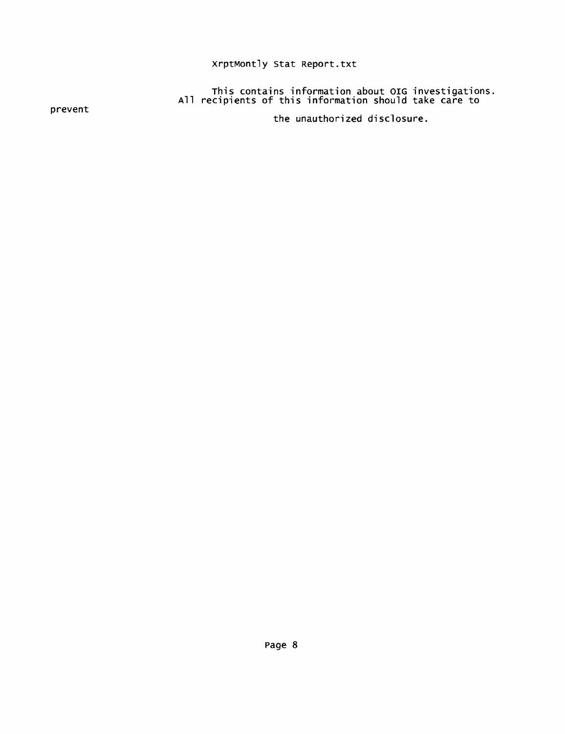This contains information about OIG investigations.
All recipients of this information should take care to prevent the unauthorized disclosure.